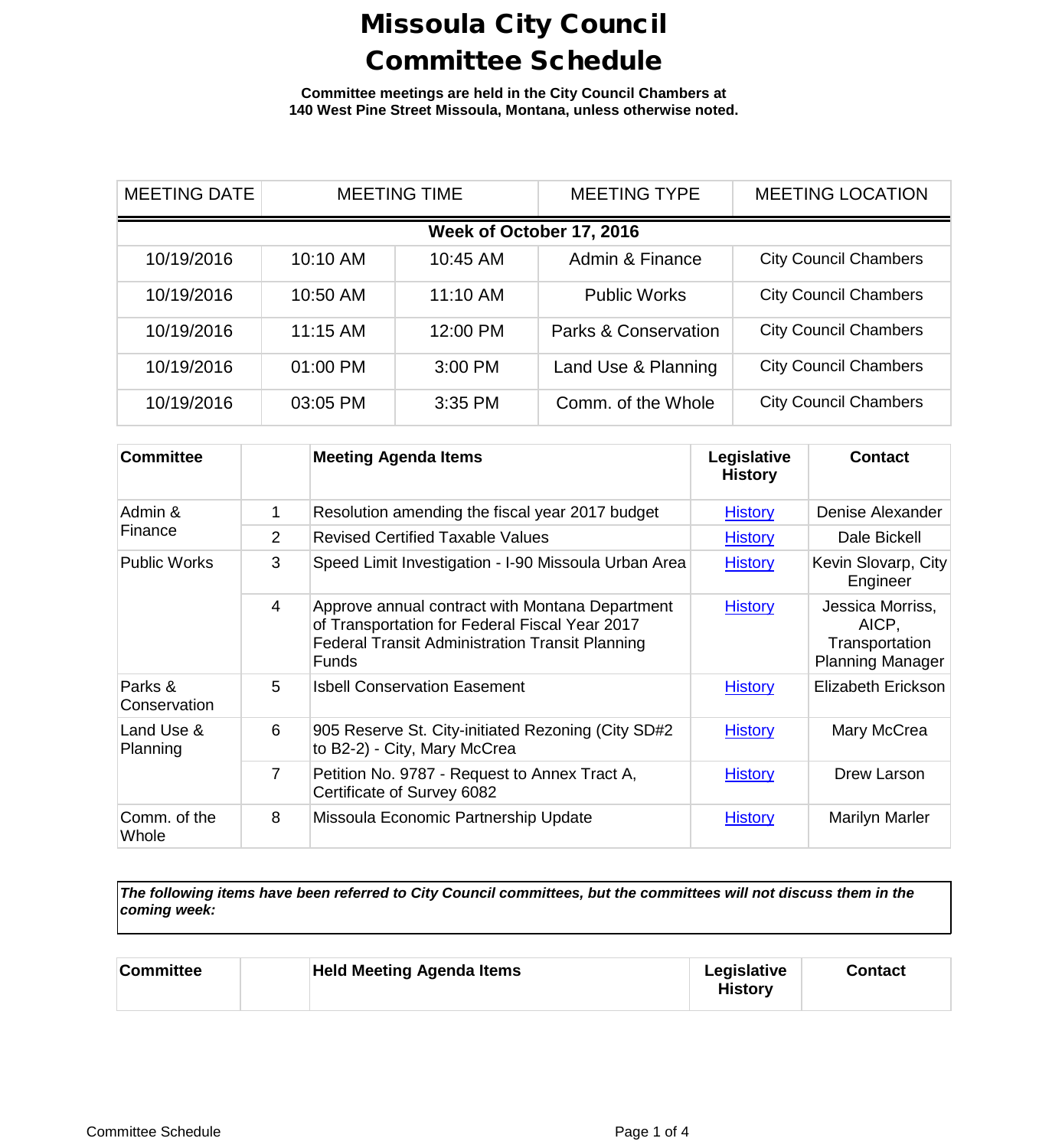# Missoula City Council Committee Schedule

**Committee meetings are held in the City Council Chambers at 140 West Pine Street Missoula, Montana, unless otherwise noted.**

| MEETING DATE | MEETING TIME | | MEETING TYPE | MEETING LOCATION |
|---|---|---|---|---|
| **Week of October 17, 2016** | | | | |
| 10/19/2016 | 10:10 AM | 10:45 AM | Admin & Finance | City Council Chambers |
| 10/19/2016 | 10:50 AM | 11:10 AM | Public Works | City Council Chambers |
| 10/19/2016 | 11:15 AM | 12:00 PM | Parks & Conservation | City Council Chambers |
| 10/19/2016 | 01:00 PM | 3:00 PM | Land Use & Planning | City Council Chambers |
| 10/19/2016 | 03:05 PM | 3:35 PM | Comm. of the Whole | City Council Chambers |

| Committee | | Meeting Agenda Items | Legislative History | Contact |
|---|---|---|---|---|
| Admin & Finance | 1 | Resolution amending the fiscal year 2017 budget | History | Denise Alexander |
| | 2 | Revised Certified Taxable Values | History | Dale Bickell |
| Public Works | 3 | Speed Limit Investigation - I-90 Missoula Urban Area | History | Kevin Slovarp, City Engineer |
| | 4 | Approve annual contract with Montana Department of Transportation for Federal Fiscal Year 2017 Federal Transit Administration Transit Planning Funds | History | Jessica Morriss, AICP, Transportation Planning Manager |
| Parks & Conservation | 5 | Isbell Conservation Easement | History | Elizabeth Erickson |
| Land Use & Planning | 6 | 905 Reserve St. City-initiated Rezoning (City SD#2 to B2-2) - City, Mary McCrea | History | Mary McCrea |
| | 7 | Petition No. 9787 - Request to Annex Tract A, Certificate of Survey 6082 | History | Drew Larson |
| Comm. of the Whole | 8 | Missoula Economic Partnership Update | History | Marilyn Marler |

***The following items have been referred to City Council committees, but the committees will not discuss them in the coming week:***

| Committee | | Held Meeting Agenda Items | Legislative History | Contact |
|---|---|---|---|---|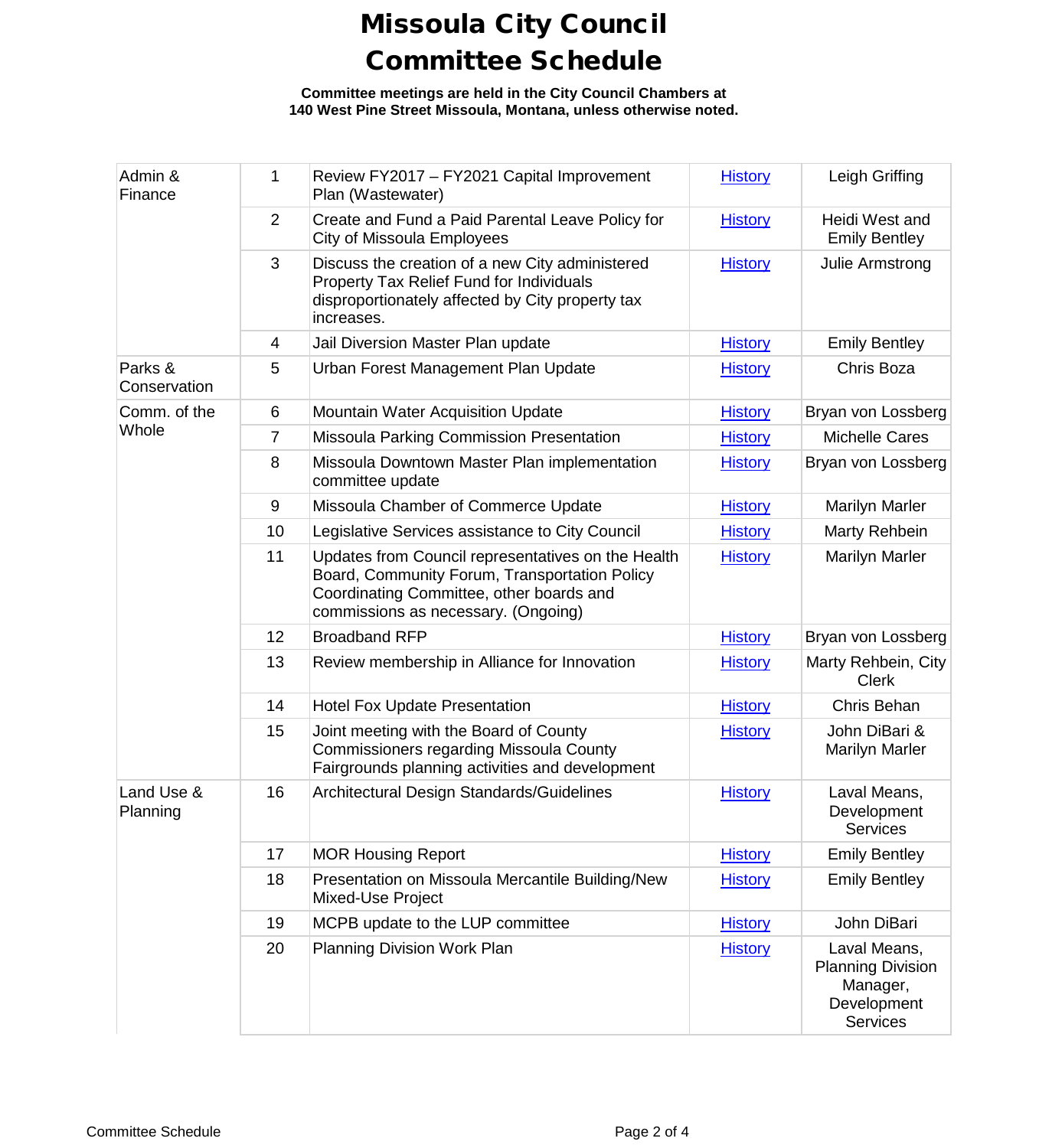# Missoula City Council Committee Schedule

**Committee meetings are held in the City Council Chambers at 140 West Pine Street Missoula, Montana, unless otherwise noted.**

| Committee | # | Item | History | Sponsor |
|---|---|---|---|---|
| Admin & Finance | 1 | Review FY2017 – FY2021 Capital Improvement Plan (Wastewater) | History | Leigh Griffing |
| | 2 | Create and Fund a Paid Parental Leave Policy for City of Missoula Employees | History | Heidi West and Emily Bentley |
| | 3 | Discuss the creation of a new City administered Property Tax Relief Fund for Individuals disproportionately affected by City property tax increases. | History | Julie Armstrong |
| | 4 | Jail Diversion Master Plan update | History | Emily Bentley |
| Parks & Conservation | 5 | Urban Forest Management Plan Update | History | Chris Boza |
| Comm. of the Whole | 6 | Mountain Water Acquisition Update | History | Bryan von Lossberg |
| | 7 | Missoula Parking Commission Presentation | History | Michelle Cares |
| | 8 | Missoula Downtown Master Plan implementation committee update | History | Bryan von Lossberg |
| | 9 | Missoula Chamber of Commerce Update | History | Marilyn Marler |
| | 10 | Legislative Services assistance to City Council | History | Marty Rehbein |
| | 11 | Updates from Council representatives on the Health Board, Community Forum, Transportation Policy Coordinating Committee, other boards and commissions as necessary. (Ongoing) | History | Marilyn Marler |
| | 12 | Broadband RFP | History | Bryan von Lossberg |
| | 13 | Review membership in Alliance for Innovation | History | Marty Rehbein, City Clerk |
| | 14 | Hotel Fox Update Presentation | History | Chris Behan |
| | 15 | Joint meeting with the Board of County Commissioners regarding Missoula County Fairgrounds planning activities and development | History | John DiBari & Marilyn Marler |
| Land Use & Planning | 16 | Architectural Design Standards/Guidelines | History | Laval Means, Development Services |
| | 17 | MOR Housing Report | History | Emily Bentley |
| | 18 | Presentation on Missoula Mercantile Building/New Mixed-Use Project | History | Emily Bentley |
| | 19 | MCPB update to the LUP committee | History | John DiBari |
| | 20 | Planning Division Work Plan | History | Laval Means, Planning Division Manager, Development Services |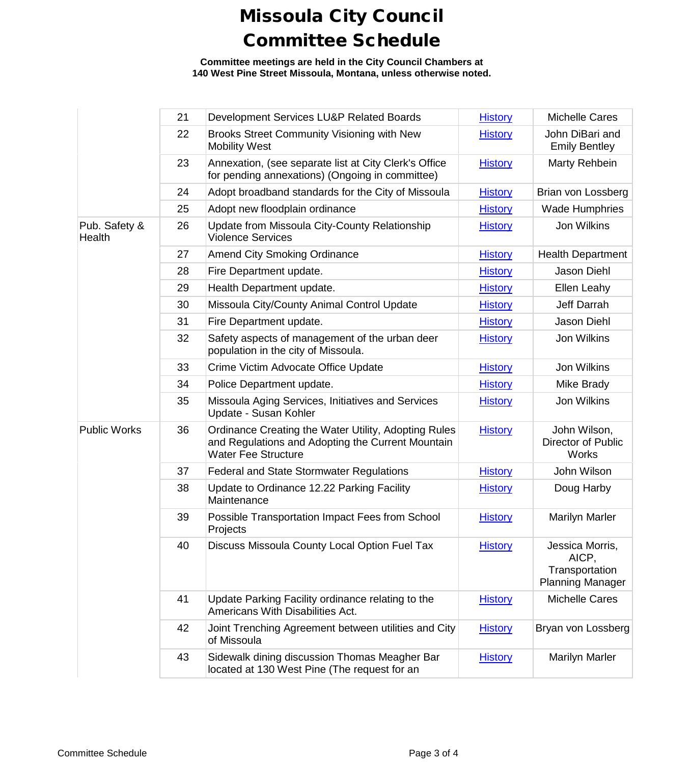# Missoula City Council Committee Schedule

**Committee meetings are held in the City Council Chambers at 140 West Pine Street Missoula, Montana, unless otherwise noted.**

| | | | | |
|---|---|---|---|---|
| | 21 | Development Services LU&P Related Boards | History | Michelle Cares |
| | 22 | Brooks Street Community Visioning with New Mobility West | History | John DiBari and Emily Bentley |
| | 23 | Annexation, (see separate list at City Clerk's Office for pending annexations) (Ongoing in committee) | History | Marty Rehbein |
| | 24 | Adopt broadband standards for the City of Missoula | History | Brian von Lossberg |
| | 25 | Adopt new floodplain ordinance | History | Wade Humphries |
| Pub. Safety & Health | 26 | Update from Missoula City-County Relationship Violence Services | History | Jon Wilkins |
| | 27 | Amend City Smoking Ordinance | History | Health Department |
| | 28 | Fire Department update. | History | Jason Diehl |
| | 29 | Health Department update. | History | Ellen Leahy |
| | 30 | Missoula City/County Animal Control Update | History | Jeff Darrah |
| | 31 | Fire Department update. | History | Jason Diehl |
| | 32 | Safety aspects of management of the urban deer population in the city of Missoula. | History | Jon Wilkins |
| | 33 | Crime Victim Advocate Office Update | History | Jon Wilkins |
| | 34 | Police Department update. | History | Mike Brady |
| | 35 | Missoula Aging Services, Initiatives and Services Update - Susan Kohler | History | Jon Wilkins |
| Public Works | 36 | Ordinance Creating the Water Utility, Adopting Rules and Regulations and Adopting the Current Mountain Water Fee Structure | History | John Wilson, Director of Public Works |
| | 37 | Federal and State Stormwater Regulations | History | John Wilson |
| | 38 | Update to Ordinance 12.22 Parking Facility Maintenance | History | Doug Harby |
| | 39 | Possible Transportation Impact Fees from School Projects | History | Marilyn Marler |
| | 40 | Discuss Missoula County Local Option Fuel Tax | History | Jessica Morris, AICP, Transportation Planning Manager |
| | 41 | Update Parking Facility ordinance relating to the Americans With Disabilities Act. | History | Michelle Cares |
| | 42 | Joint Trenching Agreement between utilities and City of Missoula | History | Bryan von Lossberg |
| | 43 | Sidewalk dining discussion Thomas Meagher Bar located at 130 West Pine (The request for an | History | Marilyn Marler |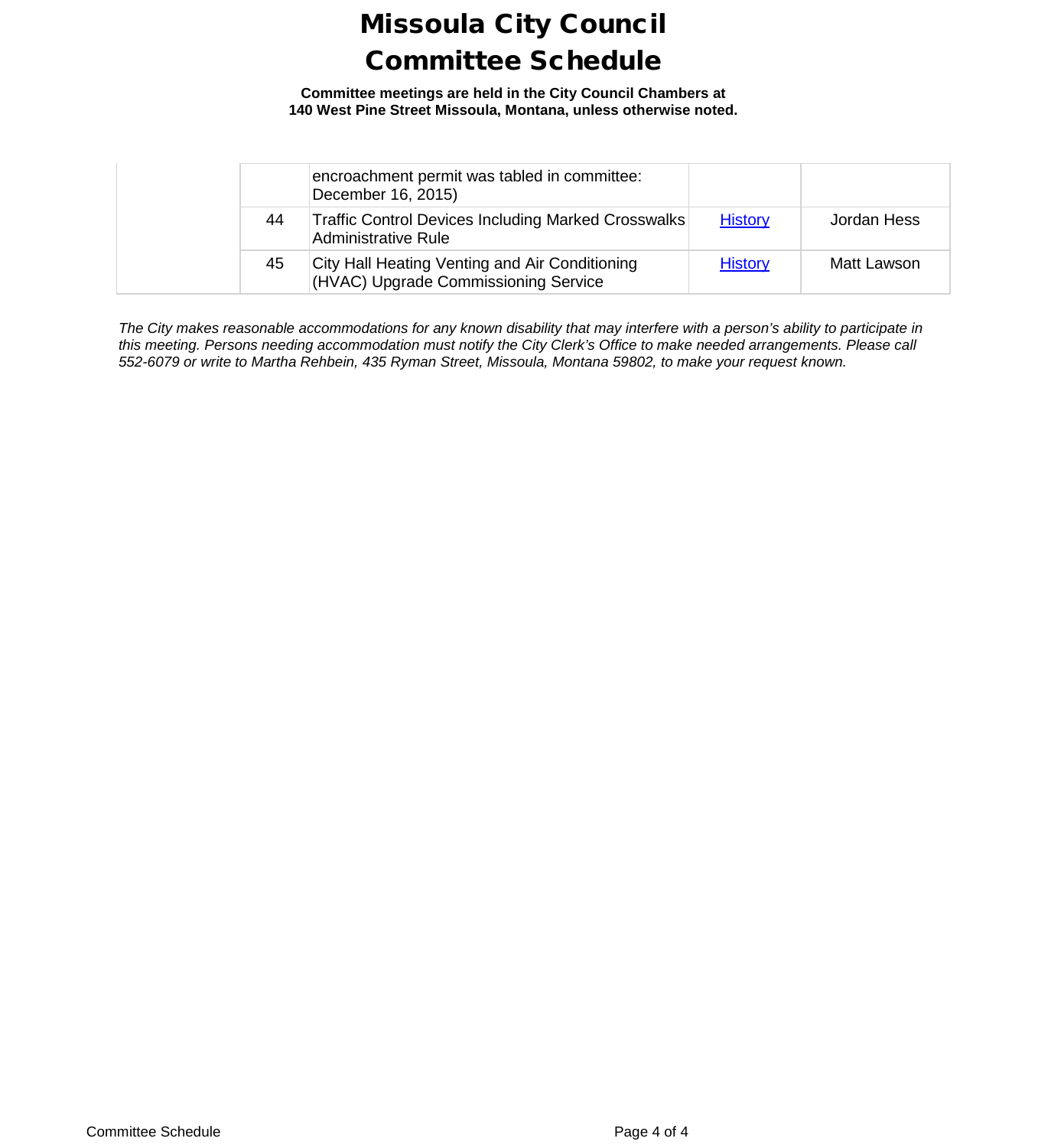# Missoula City Council
# Committee Schedule

**Committee meetings are held in the City Council Chambers at 140 West Pine Street Missoula, Montana, unless otherwise noted.**

| | | | | |
|---|---|---|---|---|
| | | encroachment permit was tabled in committee: December 16, 2015) | | |
| | 44 | Traffic Control Devices Including Marked Crosswalks Administrative Rule | History | Jordan Hess |
| | 45 | City Hall Heating Venting and Air Conditioning (HVAC) Upgrade Commissioning Service | History | Matt Lawson |

*The City makes reasonable accommodations for any known disability that may interfere with a person's ability to participate in this meeting. Persons needing accommodation must notify the City Clerk's Office to make needed arrangements. Please call 552-6079 or write to Martha Rehbein, 435 Ryman Street, Missoula, Montana 59802, to make your request known.*